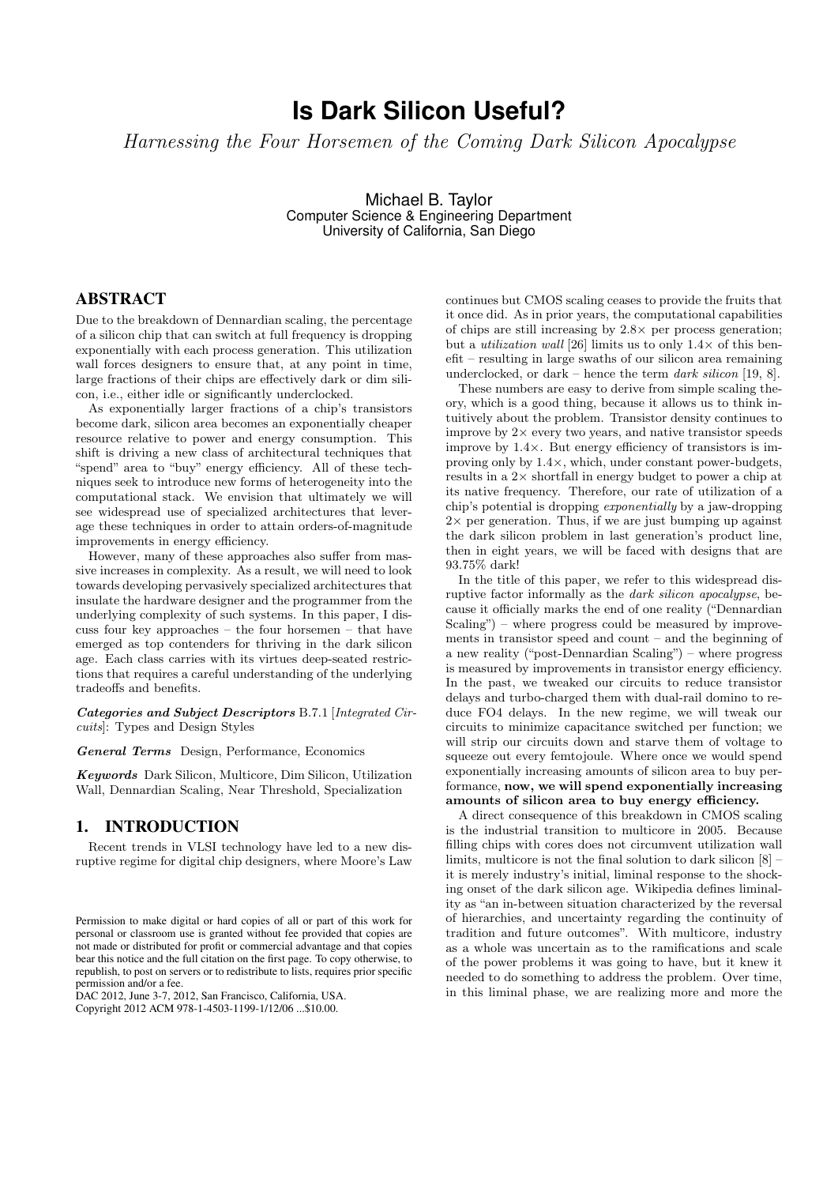# Is Dark Silicon Useful?

*Harnessing the Four Horsemen of the Coming Dark Silicon Apocalypse*

Michael B. Taylor
Computer Science & Engineering Department
University of California, San Diego

## ABSTRACT

Due to the breakdown of Dennardian scaling, the percentage of a silicon chip that can switch at full frequency is dropping exponentially with each process generation. This utilization wall forces designers to ensure that, at any point in time, large fractions of their chips are effectively dark or dim silicon, i.e., either idle or significantly underclocked.

As exponentially larger fractions of a chip's transistors become dark, silicon area becomes an exponentially cheaper resource relative to power and energy consumption. This shift is driving a new class of architectural techniques that "spend" area to "buy" energy efficiency. All of these techniques seek to introduce new forms of heterogeneity into the computational stack. We envision that ultimately we will see widespread use of specialized architectures that leverage these techniques in order to attain orders-of-magnitude improvements in energy efficiency.

However, many of these approaches also suffer from massive increases in complexity. As a result, we will need to look towards developing pervasively specialized architectures that insulate the hardware designer and the programmer from the underlying complexity of such systems. In this paper, I discuss four key approaches – the four horsemen – that have emerged as top contenders for thriving in the dark silicon age. Each class carries with its virtues deep-seated restrictions that requires a careful understanding of the underlying tradeoffs and benefits.

***Categories and Subject Descriptors*** B.7.1 [*Integrated Circuits*]: Types and Design Styles

***General Terms*** Design, Performance, Economics

***Keywords*** Dark Silicon, Multicore, Dim Silicon, Utilization Wall, Dennardian Scaling, Near Threshold, Specialization

## 1. INTRODUCTION

Recent trends in VLSI technology have led to a new disruptive regime for digital chip designers, where Moore's Law continues but CMOS scaling ceases to provide the fruits that it once did. As in prior years, the computational capabilities of chips are still increasing by 2.8× per process generation; but a *utilization wall* [26] limits us to only 1.4× of this benefit – resulting in large swaths of our silicon area remaining underclocked, or dark – hence the term *dark silicon* [19, 8].

These numbers are easy to derive from simple scaling theory, which is a good thing, because it allows us to think intuitively about the problem. Transistor density continues to improve by 2× every two years, and native transistor speeds improve by 1.4×. But energy efficiency of transistors is improving only by 1.4×, which, under constant power-budgets, results in a 2× shortfall in energy budget to power a chip at its native frequency. Therefore, our rate of utilization of a chip's potential is dropping *exponentially* by a jaw-dropping 2× per generation. Thus, if we are just bumping up against the dark silicon problem in last generation's product line, then in eight years, we will be faced with designs that are 93.75% dark!

In the title of this paper, we refer to this widespread disruptive factor informally as the *dark silicon apocalypse*, because it officially marks the end of one reality ("Dennardian Scaling") – where progress could be measured by improvements in transistor speed and count – and the beginning of a new reality ("post-Dennardian Scaling") – where progress is measured by improvements in transistor energy efficiency. In the past, we tweaked our circuits to reduce transistor delays and turbo-charged them with dual-rail domino to reduce FO4 delays. In the new regime, we will tweak our circuits to minimize capacitance switched per function; we will strip our circuits down and starve them of voltage to squeeze out every femtojoule. Where once we would spend exponentially increasing amounts of silicon area to buy performance, **now, we will spend exponentially increasing amounts of silicon area to buy energy efficiency.**

A direct consequence of this breakdown in CMOS scaling is the industrial transition to multicore in 2005. Because filling chips with cores does not circumvent utilization wall limits, multicore is not the final solution to dark silicon [8] – it is merely industry's initial, liminal response to the shocking onset of the dark silicon age. Wikipedia defines liminality as "an in-between situation characterized by the reversal of hierarchies, and uncertainty regarding the continuity of tradition and future outcomes". With multicore, industry as a whole was uncertain as to the ramifications and scale of the power problems it was going to have, but it knew it needed to do something to address the problem. Over time, in this liminal phase, we are realizing more and more the

Permission to make digital or hard copies of all or part of this work for personal or classroom use is granted without fee provided that copies are not made or distributed for profit or commercial advantage and that copies bear this notice and the full citation on the first page. To copy otherwise, to republish, to post on servers or to redistribute to lists, requires prior specific permission and/or a fee.
DAC 2012, June 3-7, 2012, San Francisco, California, USA.
Copyright 2012 ACM 978-1-4503-1199-1/12/06 ...$10.00.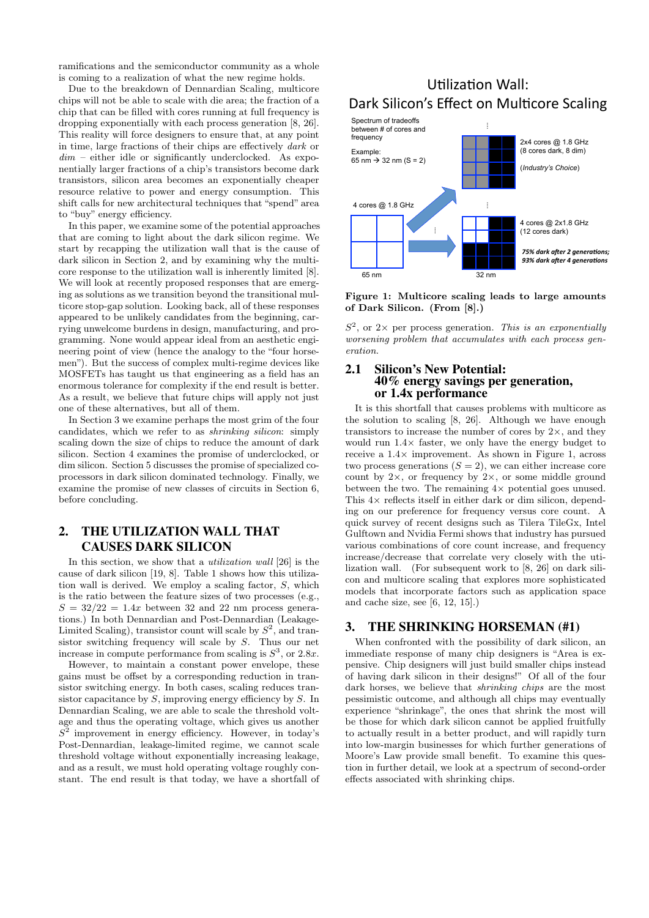ramifications and the semiconductor community as a whole is coming to a realization of what the new regime holds.

Due to the breakdown of Dennardian Scaling, multicore chips will not be able to scale with die area; the fraction of a chip that can be filled with cores running at full frequency is dropping exponentially with each process generation [8, 26]. This reality will force designers to ensure that, at any point in time, large fractions of their chips are effectively *dark* or *dim* – either idle or significantly underclocked. As exponentially larger fractions of a chip's transistors become dark transistors, silicon area becomes an exponentially cheaper resource relative to power and energy consumption. This shift calls for new architectural techniques that "spend" area to "buy" energy efficiency.

In this paper, we examine some of the potential approaches that are coming to light about the dark silicon regime. We start by recapping the utilization wall that is the cause of dark silicon in Section 2, and by examining why the multicore response to the utilization wall is inherently limited [8]. We will look at recently proposed responses that are emerging as solutions as we transition beyond the transitional multicore stop-gap solution. Looking back, all of these responses appeared to be unlikely candidates from the beginning, carrying unwelcome burdens in design, manufacturing, and programming. None would appear ideal from an aesthetic engineering point of view (hence the analogy to the "four horsemen"). But the success of complex multi-regime devices like MOSFETs has taught us that engineering as a field has an enormous tolerance for complexity if the end result is better. As a result, we believe that future chips will apply not just one of these alternatives, but all of them.

In Section 3 we examine perhaps the most grim of the four candidates, which we refer to as *shrinking silicon*: simply scaling down the size of chips to reduce the amount of dark silicon. Section 4 examines the promise of underclocked, or dim silicon. Section 5 discusses the promise of specialized coprocessors in dark silicon dominated technology. Finally, we examine the promise of new classes of circuits in Section 6, before concluding.

## 2. THE UTILIZATION WALL THAT CAUSES DARK SILICON

In this section, we show that a *utilization wall* [26] is the cause of dark silicon [19, 8]. Table 1 shows how this utilization wall is derived. We employ a scaling factor, $S$, which is the ratio between the feature sizes of two processes (e.g., $S = 32/22 = 1.4x$ between 32 and 22 nm process generations.) In both Dennardian and Post-Dennardian (Leakage-Limited Scaling), transistor count will scale by $S^2$, and transistor switching frequency will scale by $S$. Thus our net increase in compute performance from scaling is $S^3$, or $2.8x$.

However, to maintain a constant power envelope, these gains must be offset by a corresponding reduction in transistor switching energy. In both cases, scaling reduces transistor capacitance by $S$, improving energy efficiency by $S$. In Dennardian Scaling, we are able to scale the threshold voltage and thus the operating voltage, which gives us another $S^2$ improvement in energy efficiency. However, in today's Post-Dennardian, leakage-limited regime, we cannot scale threshold voltage without exponentially increasing leakage, and as a result, we must hold operating voltage roughly constant. The end result is that today, we have a shortfall of $S^2$, or $2\times$ per process generation. *This is an exponentially worsening problem that accumulates with each process generation.*

Utilization Wall: Dark Silicon's Effect on Multicore Scaling

Spectrum of tradeoffs between # of cores and frequency

Example: 65 nm → 32 nm (S = 2)

4 cores @ 1.8 GHz

65 nm

2x4 cores @ 1.8 GHz (8 cores dark, 8 dim) (*Industry's Choice*)

4 cores @ 2x1.8 GHz (12 cores dark)

*75% dark after 2 generations; 93% dark after 4 generations*

32 nm

**Figure 1: Multicore scaling leads to large amounts of Dark Silicon. (From [8].)**

### 2.1 Silicon's New Potential: 40% energy savings per generation, or 1.4x performance

It is this shortfall that causes problems with multicore as the solution to scaling [8, 26]. Although we have enough transistors to increase the number of cores by $2\times$, and they would run $1.4\times$ faster, we only have the energy budget to receive a $1.4\times$ improvement. As shown in Figure 1, across two process generations ($S = 2$), we can either increase core count by $2\times$, or frequency by $2\times$, or some middle ground between the two. The remaining $4\times$ potential goes unused. This $4\times$ reflects itself in either dark or dim silicon, depending on our preference for frequency versus core count. A quick survey of recent designs such as Tilera TileGx, Intel Gulftown and Nvidia Fermi shows that industry has pursued various combinations of core count increase, and frequency increase/decrease that correlate very closely with the utilization wall. (For subsequent work to [8, 26] on dark silicon and multicore scaling that explores more sophisticated models that incorporate factors such as application space and cache size, see [6, 12, 15].)

## 3. THE SHRINKING HORSEMAN (#1)

When confronted with the possibility of dark silicon, an immediate response of many chip designers is "Area is expensive. Chip designers will just build smaller chips instead of having dark silicon in their designs!" Of all of the four dark horses, we believe that *shrinking chips* are the most pessimistic outcome, and although all chips may eventually experience "shrinkage", the ones that shrink the most will be those for which dark silicon cannot be applied fruitfully to actually result in a better product, and will rapidly turn into low-margin businesses for which further generations of Moore's Law provide small benefit. To examine this question in further detail, we look at a spectrum of second-order effects associated with shrinking chips.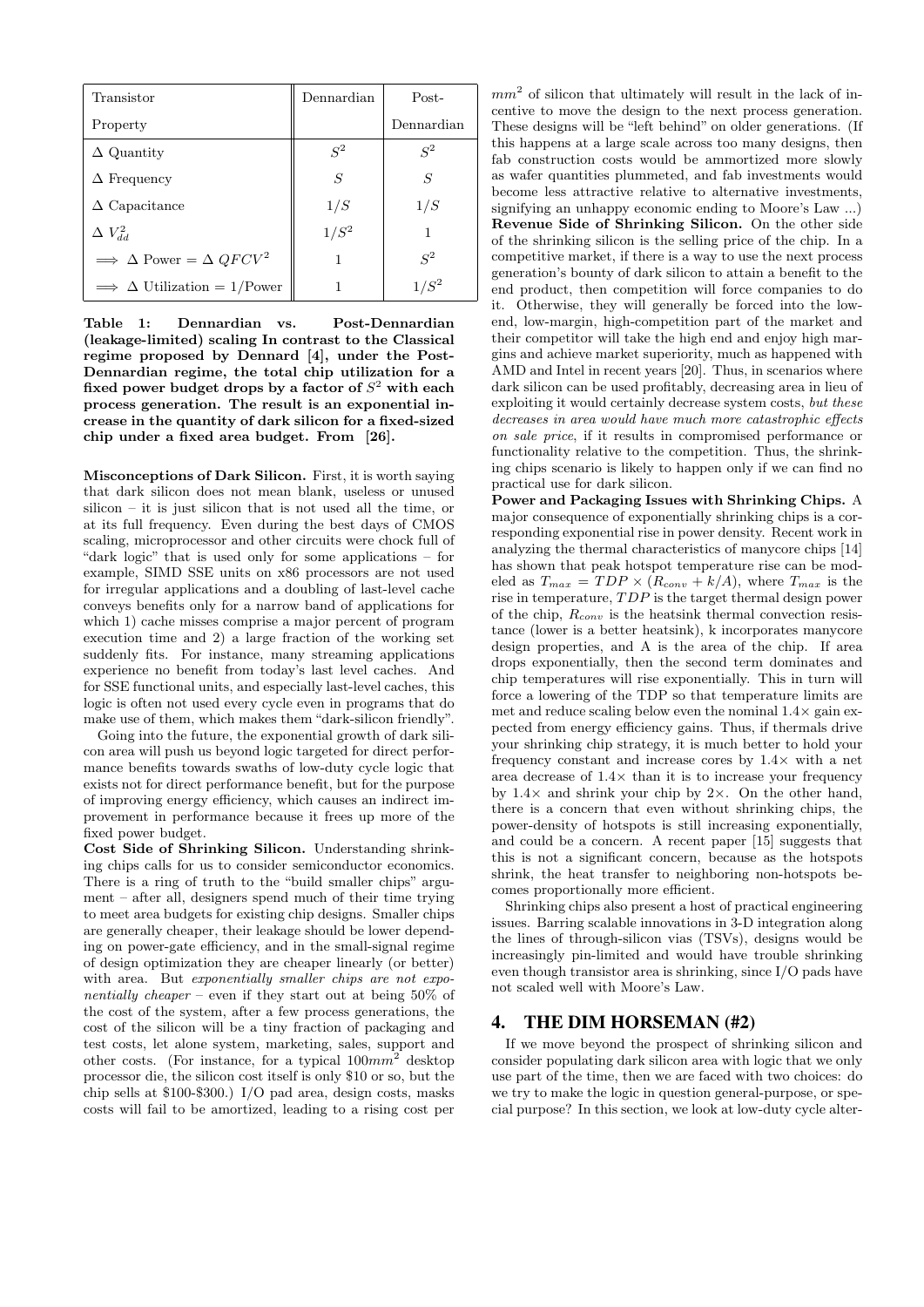| Transistor Property | Dennardian | Post-Dennardian |
|---|---|---|
| $\Delta$ Quantity | $S^2$ | $S^2$ |
| $\Delta$ Frequency | $S$ | $S$ |
| $\Delta$ Capacitance | $1/S$ | $1/S$ |
| $\Delta$ $V_{dd}^2$ | $1/S^2$ | 1 |
| $\implies \Delta$ Power = $\Delta$ $QFCV^2$ | 1 | $S^2$ |
| $\implies \Delta$ Utilization = 1/Power | 1 | $1/S^2$ |

**Table 1: Dennardian vs. Post-Dennardian (leakage-limited) scaling In contrast to the Classical regime proposed by Dennard [4], under the Post-Dennardian regime, the total chip utilization for a fixed power budget drops by a factor of $S^2$ with each process generation. The result is an exponential increase in the quantity of dark silicon for a fixed-sized chip under a fixed area budget. From [26].**

**Misconceptions of Dark Silicon.** First, it is worth saying that dark silicon does not mean blank, useless or unused silicon – it is just silicon that is not used all the time, or at its full frequency. Even during the best days of CMOS scaling, microprocessor and other circuits were chock full of "dark logic" that is used only for some applications – for example, SIMD SSE units on x86 processors are not used for irregular applications and a doubling of last-level cache conveys benefits only for a narrow band of applications for which 1) cache misses comprise a major percent of program execution time and 2) a large fraction of the working set suddenly fits. For instance, many streaming applications experience no benefit from today's last level caches. And for SSE functional units, and especially last-level caches, this logic is often not used every cycle even in programs that do make use of them, which makes them "dark-silicon friendly".

Going into the future, the exponential growth of dark silicon area will push us beyond logic targeted for direct performance benefits towards swaths of low-duty cycle logic that exists not for direct performance benefit, but for the purpose of improving energy efficiency, which causes an indirect improvement in performance because it frees up more of the fixed power budget.

**Cost Side of Shrinking Silicon.** Understanding shrinking chips calls for us to consider semiconductor economics. There is a ring of truth to the "build smaller chips" argument – after all, designers spend much of their time trying to meet area budgets for existing chip designs. Smaller chips are generally cheaper, their leakage should be lower depending on power-gate efficiency, and in the small-signal regime of design optimization they are cheaper linearly (or better) with area. But *exponentially smaller chips are not exponentially cheaper* – even if they start out at being 50% of the cost of the system, after a few process generations, the cost of the silicon will be a tiny fraction of packaging and test costs, let alone system, marketing, sales, support and other costs. (For instance, for a typical $100mm^2$ desktop processor die, the silicon cost itself is only \$10 or so, but the chip sells at \$100-\$300.) I/O pad area, design costs, masks costs will fail to be amortized, leading to a rising cost per $mm^2$ of silicon that ultimately will result in the lack of incentive to move the design to the next process generation. These designs will be "left behind" on older generations. (If this happens at a large scale across too many designs, then fab construction costs would be ammortized more slowly as wafer quantities plummeted, and fab investments would become less attractive relative to alternative investments, signifying an unhappy economic ending to Moore's Law ...)

**Revenue Side of Shrinking Silicon.** On the other side of the shrinking silicon is the selling price of the chip. In a competitive market, if there is a way to use the next process generation's bounty of dark silicon to attain a benefit to the end product, then competition will force companies to do it. Otherwise, they will generally be forced into the low-end, low-margin, high-competition part of the market and their competitor will take the high end and enjoy high margins and achieve market superiority, much as happened with AMD and Intel in recent years [20]. Thus, in scenarios where dark silicon can be used profitably, decreasing area in lieu of exploiting it would certainly decrease system costs, *but these decreases in area would have much more catastrophic effects on sale price*, if it results in compromised performance or functionality relative to the competition. Thus, the shrinking chips scenario is likely to happen only if we can find no practical use for dark silicon.

**Power and Packaging Issues with Shrinking Chips.** A major consequence of exponentially shrinking chips is a corresponding exponential rise in power density. Recent work in analyzing the thermal characteristics of manycore chips [14] has shown that peak hotspot temperature rise can be modeled as $T_{max} = TDP \times (R_{conv} + k/A)$, where $T_{max}$ is the rise in temperature, $TDP$ is the target thermal design power of the chip, $R_{conv}$ is the heatsink thermal convection resistance (lower is a better heatsink), k incorporates manycore design properties, and A is the area of the chip. If area drops exponentially, then the second term dominates and chip temperatures will rise exponentially. This in turn will force a lowering of the TDP so that temperature limits are met and reduce scaling below even the nominal 1.4× gain expected from energy efficiency gains. Thus, if thermals drive your shrinking chip strategy, it is much better to hold your frequency constant and increase cores by 1.4× with a net area decrease of 1.4× than it is to increase your frequency by 1.4× and shrink your chip by 2×. On the other hand, there is a concern that even without shrinking chips, the power-density of hotspots is still increasing exponentially, and could be a concern. A recent paper [15] suggests that this is not a significant concern, because as the hotspots shrink, the heat transfer to neighboring non-hotspots becomes proportionally more efficient.

Shrinking chips also present a host of practical engineering issues. Barring scalable innovations in 3-D integration along the lines of through-silicon vias (TSVs), designs would be increasingly pin-limited and would have trouble shrinking even though transistor area is shrinking, since I/O pads have not scaled well with Moore's Law.

## 4. THE DIM HORSEMAN (#2)

If we move beyond the prospect of shrinking silicon and consider populating dark silicon area with logic that we only use part of the time, then we are faced with two choices: do we try to make the logic in question general-purpose, or special purpose? In this section, we look at low-duty cycle alter-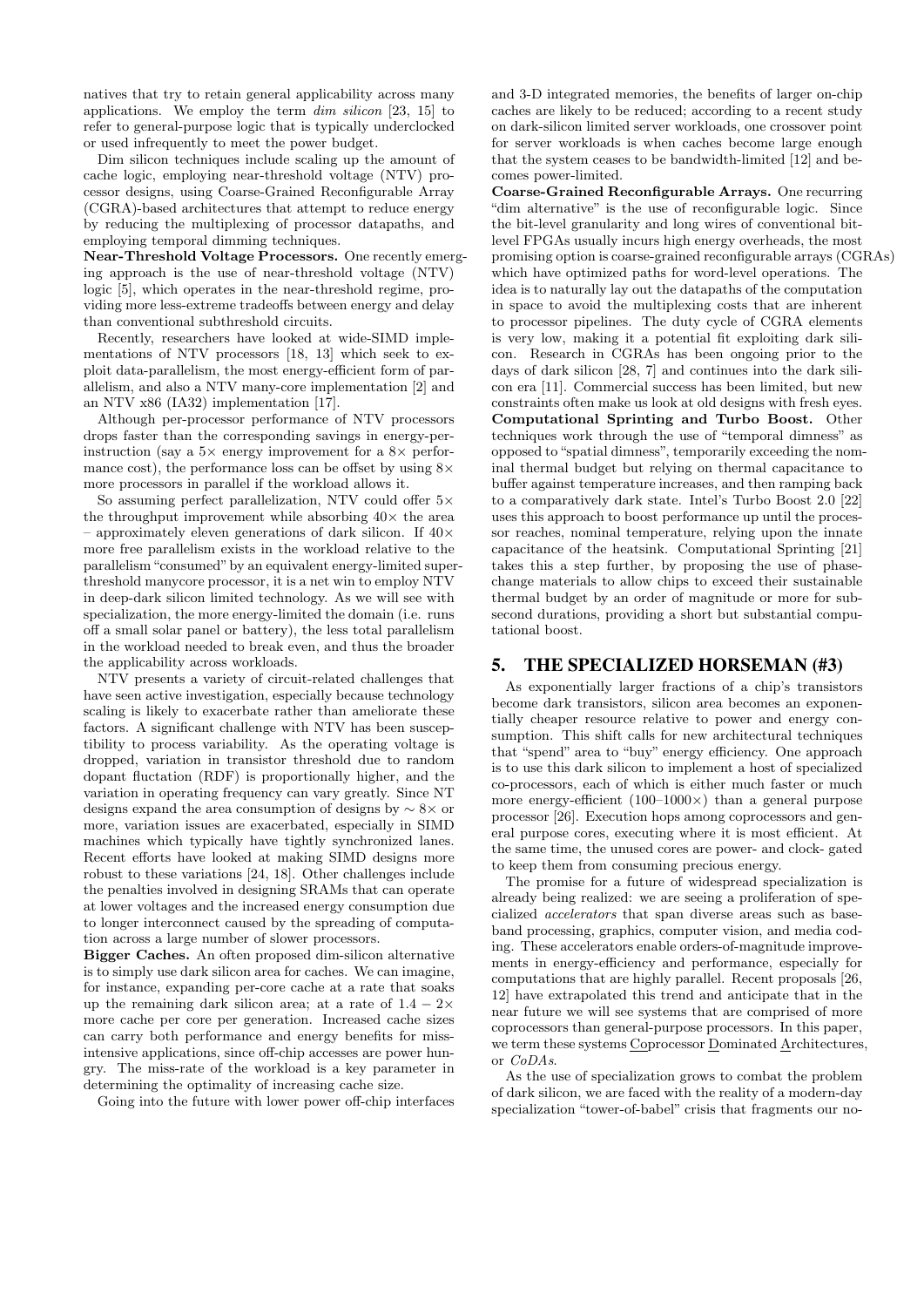natives that try to retain general applicability across many applications. We employ the term *dim silicon* [23, 15] to refer to general-purpose logic that is typically underclocked or used infrequently to meet the power budget.

Dim silicon techniques include scaling up the amount of cache logic, employing near-threshold voltage (NTV) processor designs, using Coarse-Grained Reconfigurable Array (CGRA)-based architectures that attempt to reduce energy by reducing the multiplexing of processor datapaths, and employing temporal dimming techniques.

**Near-Threshold Voltage Processors.** One recently emerging approach is the use of near-threshold voltage (NTV) logic [5], which operates in the near-threshold regime, providing more less-extreme tradeoffs between energy and delay than conventional subthreshold circuits.

Recently, researchers have looked at wide-SIMD implementations of NTV processors [18, 13] which seek to exploit data-parallelism, the most energy-efficient form of parallelism, and also a NTV many-core implementation [2] and an NTV x86 (IA32) implementation [17].

Although per-processor performance of NTV processors drops faster than the corresponding savings in energy-per-instruction (say a $5\times$ energy improvement for a $8\times$ performance cost), the performance loss can be offset by using $8\times$ more processors in parallel if the workload allows it.

So assuming perfect parallelization, NTV could offer $5\times$ the throughput improvement while absorbing $40\times$ the area – approximately eleven generations of dark silicon. If $40\times$ more free parallelism exists in the workload relative to the parallelism "consumed" by an equivalent energy-limited super-threshold manycore processor, it is a net win to employ NTV in deep-dark silicon limited technology. As we will see with specialization, the more energy-limited the domain (i.e. runs off a small solar panel or battery), the less total parallelism in the workload needed to break even, and thus the broader the applicability across workloads.

NTV presents a variety of circuit-related challenges that have seen active investigation, especially because technology scaling is likely to exacerbate rather than ameliorate these factors. A significant challenge with NTV has been susceptibility to process variability. As the operating voltage is dropped, variation in transistor threshold due to random dopant fluctation (RDF) is proportionally higher, and the variation in operating frequency can vary greatly. Since NT designs expand the area consumption of designs by $\sim 8\times$ or more, variation issues are exacerbated, especially in SIMD machines which typically have tightly synchronized lanes. Recent efforts have looked at making SIMD designs more robust to these variations [24, 18]. Other challenges include the penalties involved in designing SRAMs that can operate at lower voltages and the increased energy consumption due to longer interconnect caused by the spreading of computation across a large number of slower processors.

**Bigger Caches.** An often proposed dim-silicon alternative is to simply use dark silicon area for caches. We can imagine, for instance, expanding per-core cache at a rate that soaks up the remaining dark silicon area; at a rate of $1.4 - 2\times$ more cache per core per generation. Increased cache sizes can carry both performance and energy benefits for miss-intensive applications, since off-chip accesses are power hungry. The miss-rate of the workload is a key parameter in determining the optimality of increasing cache size.

Going into the future with lower power off-chip interfaces and 3-D integrated memories, the benefits of larger on-chip caches are likely to be reduced; according to a recent study on dark-silicon limited server workloads, one crossover point for server workloads is when caches become large enough that the system ceases to be bandwidth-limited [12] and becomes power-limited.

**Coarse-Grained Reconfigurable Arrays.** One recurring "dim alternative" is the use of reconfigurable logic. Since the bit-level granularity and long wires of conventional bit-level FPGAs usually incurs high energy overheads, the most promising option is coarse-grained reconfigurable arrays (CGRAs) which have optimized paths for word-level operations. The idea is to naturally lay out the datapaths of the computation in space to avoid the multiplexing costs that are inherent to processor pipelines. The duty cycle of CGRA elements is very low, making it a potential fit exploiting dark silicon. Research in CGRAs has been ongoing prior to the days of dark silicon [28, 7] and continues into the dark silicon era [11]. Commercial success has been limited, but new constraints often make us look at old designs with fresh eyes.

**Computational Sprinting and Turbo Boost.** Other techniques work through the use of "temporal dimness" as opposed to "spatial dimness", temporarily exceeding the nominal thermal budget but relying on thermal capacitance to buffer against temperature increases, and then ramping back to a comparatively dark state. Intel's Turbo Boost 2.0 [22] uses this approach to boost performance up until the processor reaches, nominal temperature, relying upon the innate capacitance of the heatsink. Computational Sprinting [21] takes this a step further, by proposing the use of phase-change materials to allow chips to exceed their sustainable thermal budget by an order of magnitude or more for sub-second durations, providing a short but substantial computational boost.

## 5. THE SPECIALIZED HORSEMAN (#3)

As exponentially larger fractions of a chip's transistors become dark transistors, silicon area becomes an exponentially cheaper resource relative to power and energy consumption. This shift calls for new architectural techniques that "spend" area to "buy" energy efficiency. One approach is to use this dark silicon to implement a host of specialized co-processors, each of which is either much faster or much more energy-efficient ($100$–$1000\times$) than a general purpose processor [26]. Execution hops among coprocessors and general purpose cores, executing where it is most efficient. At the same time, the unused cores are power- and clock- gated to keep them from consuming precious energy.

The promise for a future of widespread specialization is already being realized: we are seeing a proliferation of specialized *accelerators* that span diverse areas such as baseband processing, graphics, computer vision, and media coding. These accelerators enable orders-of-magnitude improvements in energy-efficiency and performance, especially for computations that are highly parallel. Recent proposals [26, 12] have extrapolated this trend and anticipate that in the near future we will see systems that are comprised of more coprocessors than general-purpose processors. In this paper, we term these systems Coprocessor Dominated Architectures, or *CoDAs*.

As the use of specialization grows to combat the problem of dark silicon, we are faced with the reality of a modern-day specialization "tower-of-babel" crisis that fragments our no-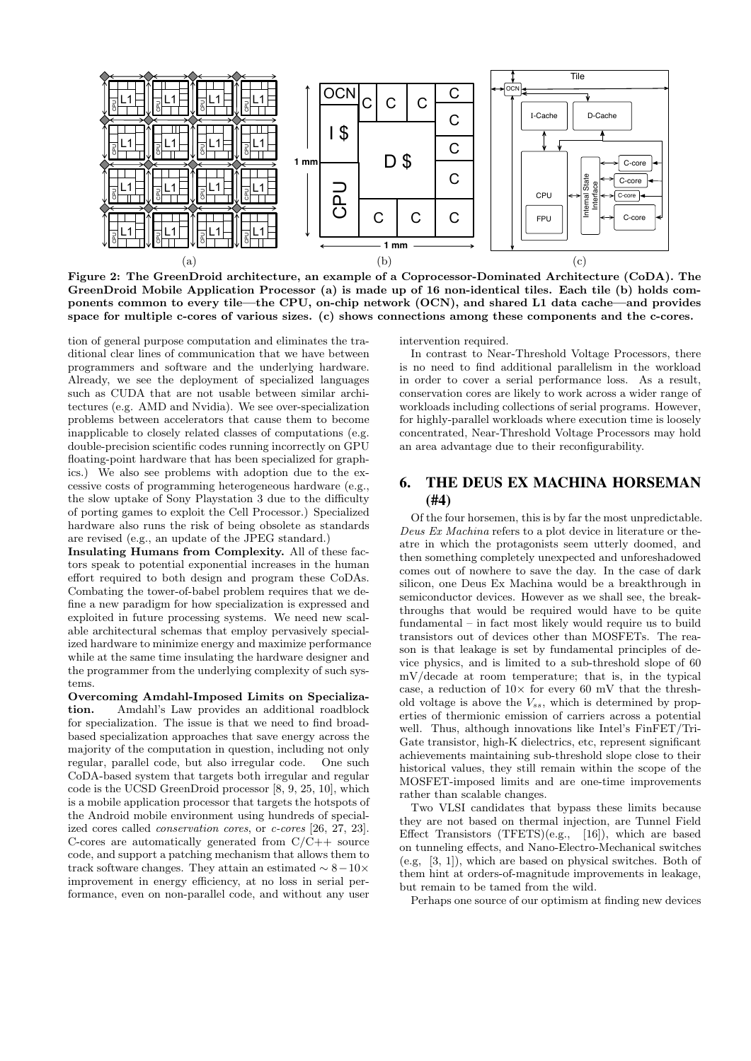**Figure 2: The GreenDroid architecture, an example of a Coprocessor-Dominated Architecture (CoDA). The GreenDroid Mobile Application Processor (a) is made up of 16 non-identical tiles. Each tile (b) holds components common to every tile—the CPU, on-chip network (OCN), and shared L1 data cache—and provides space for multiple c-cores of various sizes. (c) shows connections among these components and the c-cores.**

tion of general purpose computation and eliminates the traditional clear lines of communication that we have between programmers and software and the underlying hardware. Already, we see the deployment of specialized languages such as CUDA that are not usable between similar architectures (e.g. AMD and Nvidia). We see over-specialization problems between accelerators that cause them to become inapplicable to closely related classes of computations (e.g. double-precision scientific codes running incorrectly on GPU floating-point hardware that has been specialized for graphics.) We also see problems with adoption due to the excessive costs of programming heterogeneous hardware (e.g., the slow uptake of Sony Playstation 3 due to the difficulty of porting games to exploit the Cell Processor.) Specialized hardware also runs the risk of being obsolete as standards are revised (e.g., an update of the JPEG standard.)

**Insulating Humans from Complexity.** All of these factors speak to potential exponential increases in the human effort required to both design and program these CoDAs. Combating the tower-of-babel problem requires that we define a new paradigm for how specialization is expressed and exploited in future processing systems. We need new scalable architectural schemas that employ pervasively specialized hardware to minimize energy and maximize performance while at the same time insulating the hardware designer and the programmer from the underlying complexity of such systems.

**Overcoming Amdahl-Imposed Limits on Specialization.** Amdahl's Law provides an additional roadblock for specialization. The issue is that we need to find broad-based specialization approaches that save energy across the majority of the computation in question, including not only regular, parallel code, but also irregular code. One such CoDA-based system that targets both irregular and regular code is the UCSD GreenDroid processor [8, 9, 25, 10], which is a mobile application processor that targets the hotspots of the Android mobile environment using hundreds of specialized cores called *conservation cores*, or *c-cores* [26, 27, 23]. C-cores are automatically generated from C/C++ source code, and support a patching mechanism that allows them to track software changes. They attain an estimated $\sim 8-10\times$ improvement in energy efficiency, at no loss in serial performance, even on non-parallel code, and without any user intervention required.

In contrast to Near-Threshold Voltage Processors, there is no need to find additional parallelism in the workload in order to cover a serial performance loss. As a result, conservation cores are likely to work across a wider range of workloads including collections of serial programs. However, for highly-parallel workloads where execution time is loosely concentrated, Near-Threshold Voltage Processors may hold an area advantage due to their reconfigurability.

## 6. THE DEUS EX MACHINA HORSEMAN (#4)

Of the four horsemen, this is by far the most unpredictable. *Deus Ex Machina* refers to a plot device in literature or theatre in which the protagonists seem utterly doomed, and then something completely unexpected and unforeshadowed comes out of nowhere to save the day. In the case of dark silicon, one Deus Ex Machina would be a breakthrough in semiconductor devices. However as we shall see, the breakthroughs that would be required would have to be quite fundamental – in fact most likely would require us to build transistors out of devices other than MOSFETs. The reason is that leakage is set by fundamental principles of device physics, and is limited to a sub-threshold slope of 60 mV/decade at room temperature; that is, in the typical case, a reduction of $10\times$ for every 60 mV that the threshold voltage is above the $V_{ss}$, which is determined by properties of thermionic emission of carriers across a potential well. Thus, although innovations like Intel's FinFET/Tri-Gate transistor, high-K dielectrics, etc, represent significant achievements maintaining sub-threshold slope close to their historical values, they still remain within the scope of the MOSFET-imposed limits and are one-time improvements rather than scalable changes.

Two VLSI candidates that bypass these limits because they are not based on thermal injection, are Tunnel Field Effect Transistors (TFETS)(e.g., [16]), which are based on tunneling effects, and Nano-Electro-Mechanical switches (e.g, [3, 1]), which are based on physical switches. Both of them hint at orders-of-magnitude improvements in leakage, but remain to be tamed from the wild.

Perhaps one source of our optimism at finding new devices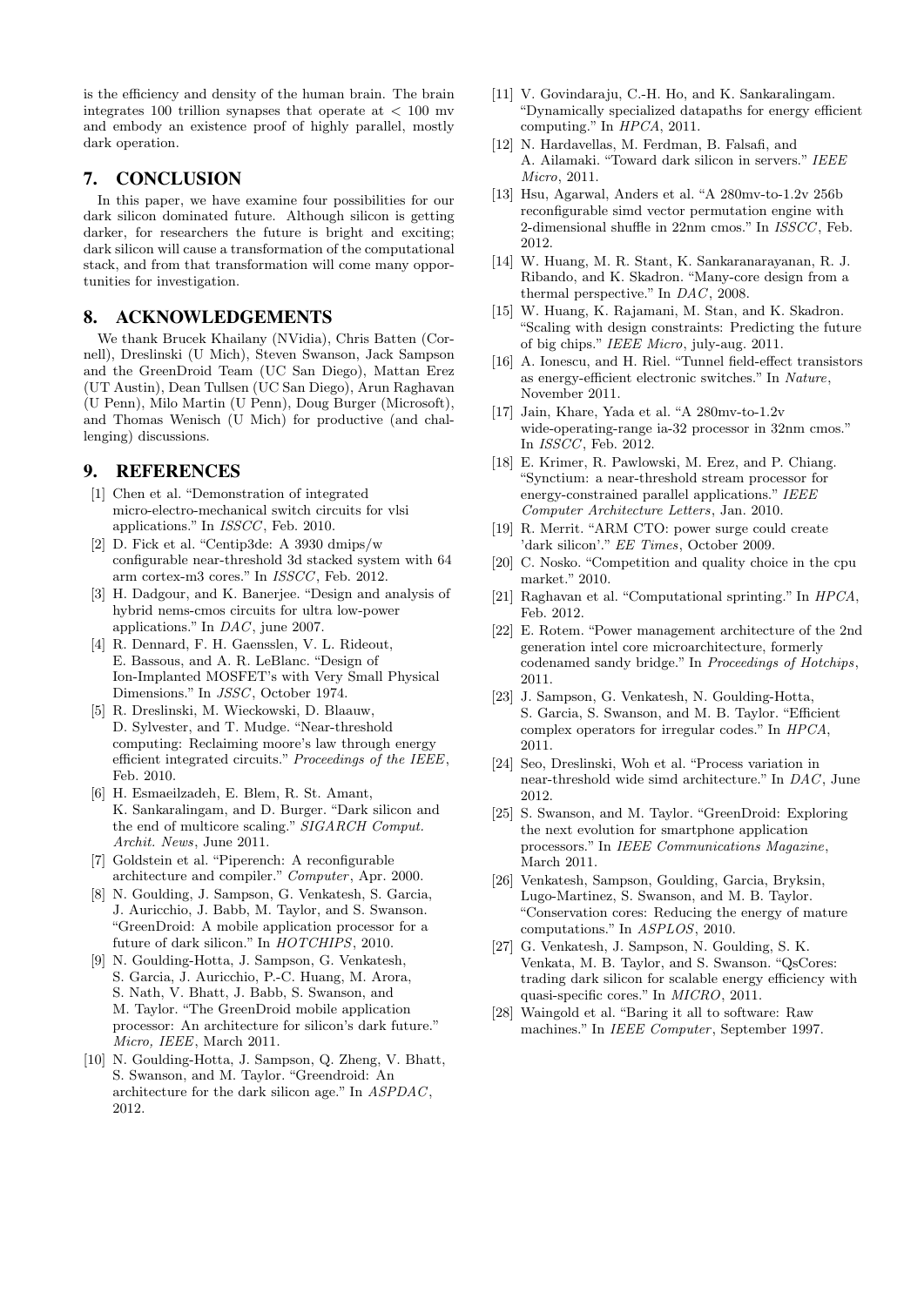is the efficiency and density of the human brain. The brain integrates 100 trillion synapses that operate at < 100 mv and embody an existence proof of highly parallel, mostly dark operation.

## 7. CONCLUSION

In this paper, we have examine four possibilities for our dark silicon dominated future. Although silicon is getting darker, for researchers the future is bright and exciting; dark silicon will cause a transformation of the computational stack, and from that transformation will come many opportunities for investigation.

## 8. ACKNOWLEDGEMENTS

We thank Brucek Khailany (NVidia), Chris Batten (Cornell), Dreslinski (U Mich), Steven Swanson, Jack Sampson and the GreenDroid Team (UC San Diego), Mattan Erez (UT Austin), Dean Tullsen (UC San Diego), Arun Raghavan (U Penn), Milo Martin (U Penn), Doug Burger (Microsoft), and Thomas Wenisch (U Mich) for productive (and challenging) discussions.

## 9. REFERENCES

[1] Chen et al. "Demonstration of integrated micro-electro-mechanical switch circuits for vlsi applications." In *ISSCC*, Feb. 2010.

[2] D. Fick et al. "Centip3de: A 3930 dmips/w configurable near-threshold 3d stacked system with 64 arm cortex-m3 cores." In *ISSCC*, Feb. 2012.

[3] H. Dadgour, and K. Banerjee. "Design and analysis of hybrid nems-cmos circuits for ultra low-power applications." In *DAC*, june 2007.

[4] R. Dennard, F. H. Gaensslen, V. L. Rideout, E. Bassous, and A. R. LeBlanc. "Design of Ion-Implanted MOSFET's with Very Small Physical Dimensions." In *JSSC*, October 1974.

[5] R. Dreslinski, M. Wieckowski, D. Blaauw, D. Sylvester, and T. Mudge. "Near-threshold computing: Reclaiming moore's law through energy efficient integrated circuits." *Proceedings of the IEEE*, Feb. 2010.

[6] H. Esmaeilzadeh, E. Blem, R. St. Amant, K. Sankaralingam, and D. Burger. "Dark silicon and the end of multicore scaling." *SIGARCH Comput. Archit. News*, June 2011.

[7] Goldstein et al. "Piperench: A reconfigurable architecture and compiler." *Computer*, Apr. 2000.

[8] N. Goulding, J. Sampson, G. Venkatesh, S. Garcia, J. Auricchio, J. Babb, M. Taylor, and S. Swanson. "GreenDroid: A mobile application processor for a future of dark silicon." In *HOTCHIPS*, 2010.

[9] N. Goulding-Hotta, J. Sampson, G. Venkatesh, S. Garcia, J. Auricchio, P.-C. Huang, M. Arora, S. Nath, V. Bhatt, J. Babb, S. Swanson, and M. Taylor. "The GreenDroid mobile application processor: An architecture for silicon's dark future." *Micro, IEEE*, March 2011.

[10] N. Goulding-Hotta, J. Sampson, Q. Zheng, V. Bhatt, S. Swanson, and M. Taylor. "Greendroid: An architecture for the dark silicon age." In *ASPDAC*, 2012.

[11] V. Govindaraju, C.-H. Ho, and K. Sankaralingam. "Dynamically specialized datapaths for energy efficient computing." In *HPCA*, 2011.

[12] N. Hardavellas, M. Ferdman, B. Falsafi, and A. Ailamaki. "Toward dark silicon in servers." *IEEE Micro*, 2011.

[13] Hsu, Agarwal, Anders et al. "A 280mv-to-1.2v 256b reconfigurable simd vector permutation engine with 2-dimensional shuffle in 22nm cmos." In *ISSCC*, Feb. 2012.

[14] W. Huang, M. R. Stant, K. Sankaranarayanan, R. J. Ribando, and K. Skadron. "Many-core design from a thermal perspective." In *DAC*, 2008.

[15] W. Huang, K. Rajamani, M. Stan, and K. Skadron. "Scaling with design constraints: Predicting the future of big chips." *IEEE Micro*, july-aug. 2011.

[16] A. Ionescu, and H. Riel. "Tunnel field-effect transistors as energy-efficient electronic switches." In *Nature*, November 2011.

[17] Jain, Khare, Yada et al. "A 280mv-to-1.2v wide-operating-range ia-32 processor in 32nm cmos." In *ISSCC*, Feb. 2012.

[18] E. Krimer, R. Pawlowski, M. Erez, and P. Chiang. "Synctium: a near-threshold stream processor for energy-constrained parallel applications." *IEEE Computer Architecture Letters*, Jan. 2010.

[19] R. Merrit. "ARM CTO: power surge could create 'dark silicon'." *EE Times*, October 2009.

[20] C. Nosko. "Competition and quality choice in the cpu market." 2010.

[21] Raghavan et al. "Computational sprinting." In *HPCA*, Feb. 2012.

[22] E. Rotem. "Power management architecture of the 2nd generation intel core microarchitecture, formerly codenamed sandy bridge." In *Proceedings of Hotchips*, 2011.

[23] J. Sampson, G. Venkatesh, N. Goulding-Hotta, S. Garcia, S. Swanson, and M. B. Taylor. "Efficient complex operators for irregular codes." In *HPCA*, 2011.

[24] Seo, Dreslinski, Woh et al. "Process variation in near-threshold wide simd architecture." In *DAC*, June 2012.

[25] S. Swanson, and M. Taylor. "GreenDroid: Exploring the next evolution for smartphone application processors." In *IEEE Communications Magazine*, March 2011.

[26] Venkatesh, Sampson, Goulding, Garcia, Bryksin, Lugo-Martinez, S. Swanson, and M. B. Taylor. "Conservation cores: Reducing the energy of mature computations." In *ASPLOS*, 2010.

[27] G. Venkatesh, J. Sampson, N. Goulding, S. K. Venkata, M. B. Taylor, and S. Swanson. "QsCores: trading dark silicon for scalable energy efficiency with quasi-specific cores." In *MICRO*, 2011.

[28] Waingold et al. "Baring it all to software: Raw machines." In *IEEE Computer*, September 1997.